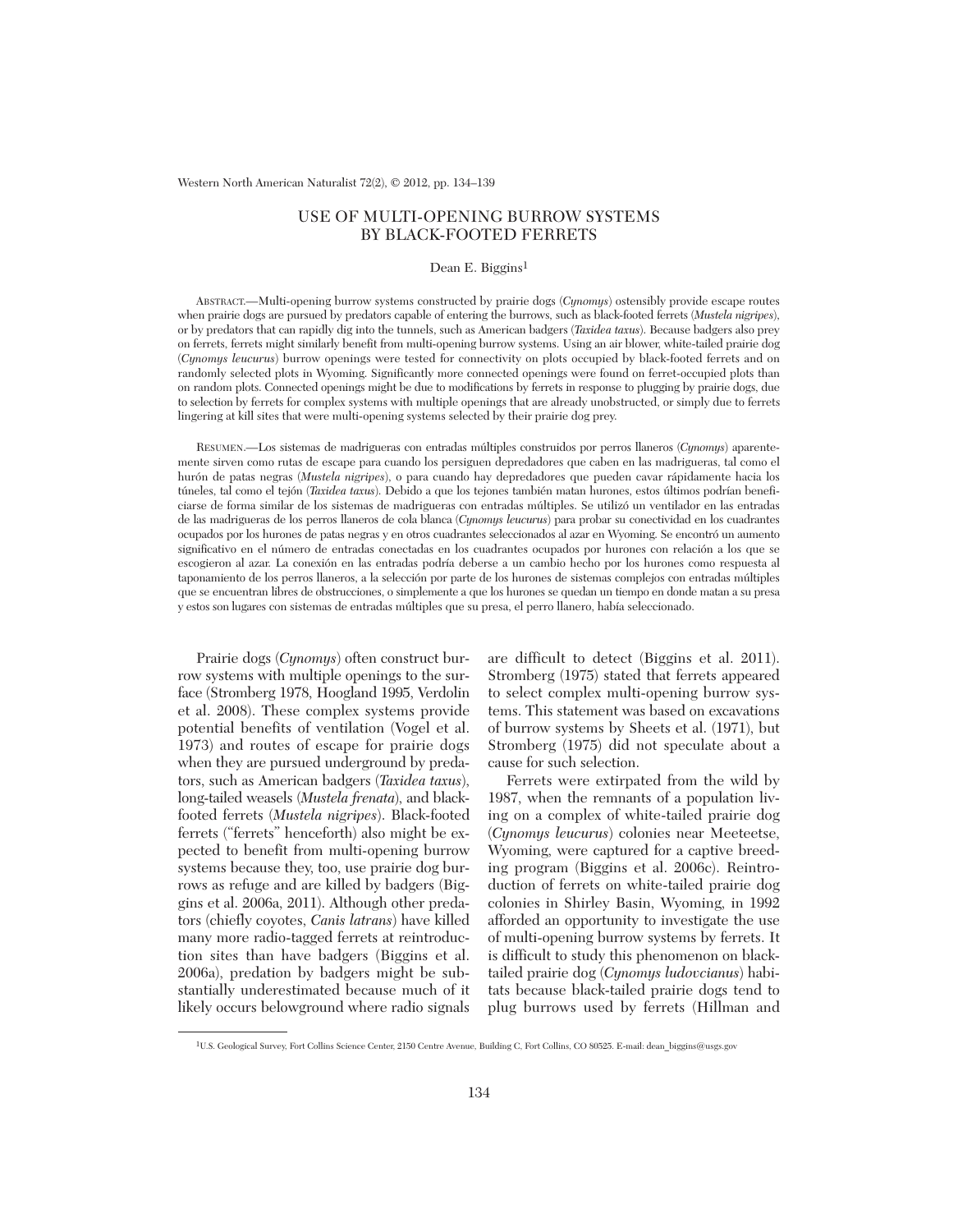# USE OF MULTI-OPENING BURROW SYSTEMS BY BLACK-FOOTED FERRETS

Dean E. Biggins[1]

ABSTRACT.—Multi-opening burrow systems constructed by prairie dogs (*Cynomys*) ostensibly provide escape routes when prairie dogs are pursued by predators capable of entering the burrows, such as black-footed ferrets (*Mustela nigripes*), or by predators that can rapidly dig into the tunnels, such as American badgers (*Taxidea taxus*). Because badgers also prey on ferrets, ferrets might similarly benefit from multi-opening burrow systems. Using an air blower, white-tailed prairie dog (*Cynomys leucurus*) burrow openings were tested for connectivity on plots occupied by black-footed ferrets and on randomly selected plots in Wyoming. Significantly more connected openings were found on ferret-occupied plots than on random plots. Connected openings might be due to modifications by ferrets in response to plugging by prairie dogs, due to selection by ferrets for complex systems with multiple openings that are already unobstructed, or simply due to ferrets lingering at kill sites that were multi-opening systems selected by their prairie dog prey.

RESUMEN.—Los sistemas de madrigueras con entradas múltiples construidos por perros llaneros (*Cynomys*) aparentemente sirven como rutas de escape para cuando los persiguen depredadores que caben en las madrigueras, tal como el hurón de patas negras (*Mustela nigripes*), o para cuando hay depredadores que pueden cavar rápidamente hacia los túneles, tal como el tejón (*Taxidea taxus*). Debido a que los tejones también matan hurones, estos últimos podrían beneficiarse de forma similar de los sistemas de madrigueras con entradas múltiples. Se utilizó un ventilador en las entradas de las madrigueras de los perros llaneros de cola blanca (*Cynomys leucurus*) para probar su conectividad en los cuadrantes ocupados por los hurones de patas negras y en otros cuadrantes seleccionados al azar en Wyoming. Se encontró un aumento significativo en el número de entradas conectadas en los cuadrantes ocupados por hurones con relación a los que se escogieron al azar. La conexión en las entradas podría deberse a un cambio hecho por los hurones como respuesta al taponamiento de los perros llaneros, a la selección por parte de los hurones de sistemas complejos con entradas múltiples que se encuentran libres de obstrucciones, o simplemente a que los hurones se quedan un tiempo en donde matan a su presa y estos son lugares con sistemas de entradas múltiples que su presa, el perro llanero, había seleccionado.

Prairie dogs (*Cynomys*) often construct burrow systems with multiple openings to the surface (Stromberg 1978, Hoogland 1995, Verdolin et al. 2008). These complex systems provide potential benefits of ventilation (Vogel et al. 1973) and routes of escape for prairie dogs when they are pursued underground by predators, such as American badgers (*Taxidea taxus*), long-tailed weasels (*Mustela frenata*), and black-footed ferrets (*Mustela nigripes*). Black-footed ferrets ("ferrets" henceforth) also might be expected to benefit from multi-opening burrow systems because they, too, use prairie dog burrows as refuge and are killed by badgers (Biggins et al. 2006a, 2011). Although other predators (chiefly coyotes, *Canis latrans*) have killed many more radio-tagged ferrets at reintroduction sites than have badgers (Biggins et al. 2006a), predation by badgers might be substantially underestimated because much of it likely occurs belowground where radio signals are difficult to detect (Biggins et al. 2011). Stromberg (1975) stated that ferrets appeared to select complex multi-opening burrow systems. This statement was based on excavations of burrow systems by Sheets et al. (1971), but Stromberg (1975) did not speculate about a cause for such selection.

Ferrets were extirpated from the wild by 1987, when the remnants of a population living on a complex of white-tailed prairie dog (*Cynomys leucurus*) colonies near Meeteetse, Wyoming, were captured for a captive breeding program (Biggins et al. 2006c). Reintroduction of ferrets on white-tailed prairie dog colonies in Shirley Basin, Wyoming, in 1992 afforded an opportunity to investigate the use of multi-opening burrow systems by ferrets. It is difficult to study this phenomenon on black-tailed prairie dog (*Cynomys ludovcianus*) habitats because black-tailed prairie dogs tend to plug burrows used by ferrets (Hillman and

[1]U.S. Geological Survey, Fort Collins Science Center, 2150 Centre Avenue, Building C, Fort Collins, CO 80525. E-mail: dean_biggins@usgs.gov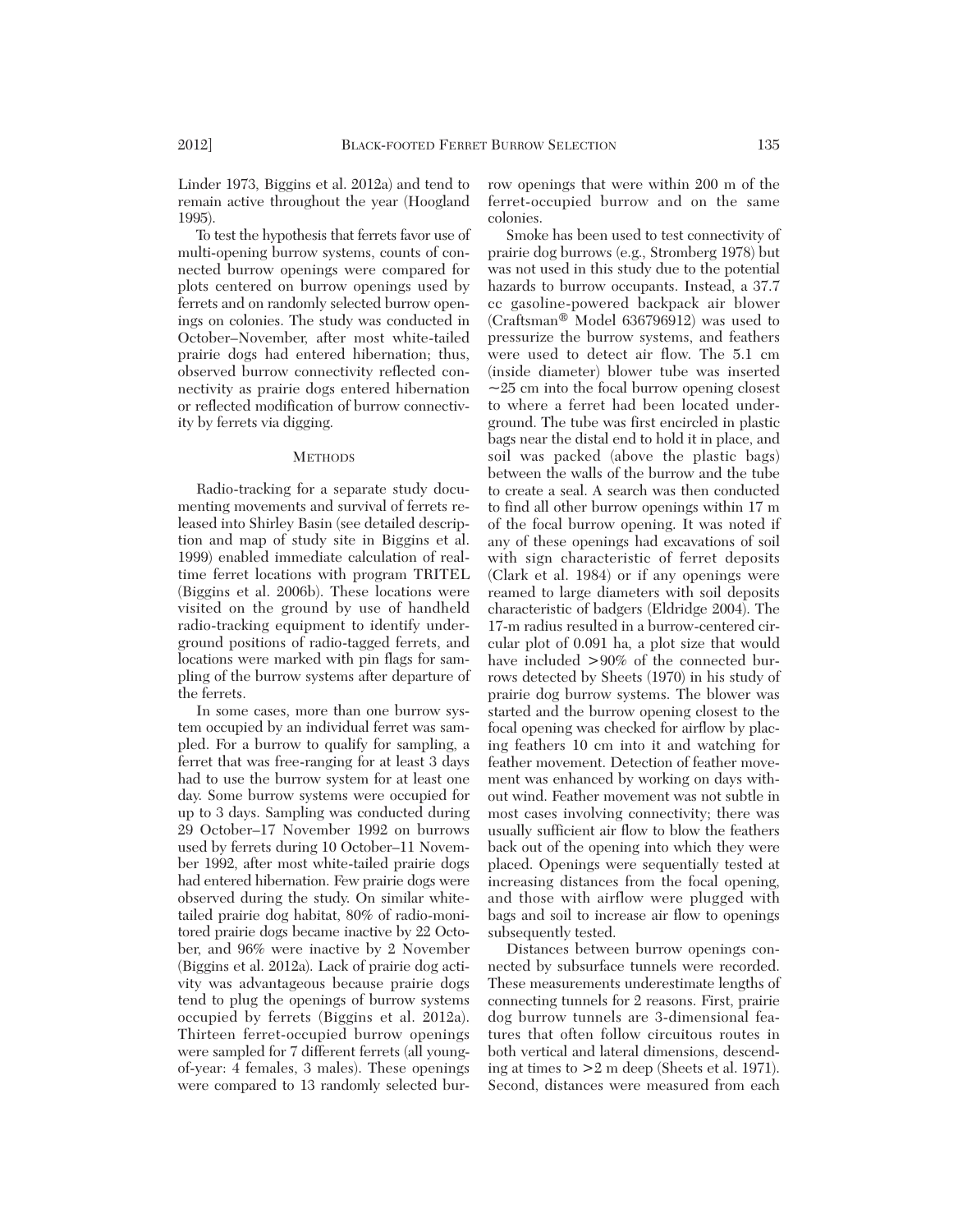Linder 1973, Biggins et al. 2012a) and tend to remain active throughout the year (Hoogland 1995).

To test the hypothesis that ferrets favor use of multi-opening burrow systems, counts of connected burrow openings were compared for plots centered on burrow openings used by ferrets and on randomly selected burrow openings on colonies. The study was conducted in October–November, after most white-tailed prairie dogs had entered hibernation; thus, observed burrow connectivity reflected connectivity as prairie dogs entered hibernation or reflected modification of burrow connectivity by ferrets via digging.

## Methods

Radio-tracking for a separate study documenting movements and survival of ferrets released into Shirley Basin (see detailed description and map of study site in Biggins et al. 1999) enabled immediate calculation of real-time ferret locations with program TRITEL (Biggins et al. 2006b). These locations were visited on the ground by use of handheld radio-tracking equipment to identify underground positions of radio-tagged ferrets, and locations were marked with pin flags for sampling of the burrow systems after departure of the ferrets.

In some cases, more than one burrow system occupied by an individual ferret was sampled. For a burrow to qualify for sampling, a ferret that was free-ranging for at least 3 days had to use the burrow system for at least one day. Some burrow systems were occupied for up to 3 days. Sampling was conducted during 29 October–17 November 1992 on burrows used by ferrets during 10 October–11 November 1992, after most white-tailed prairie dogs had entered hibernation. Few prairie dogs were observed during the study. On similar white-tailed prairie dog habitat, 80% of radio-monitored prairie dogs became inactive by 22 October, and 96% were inactive by 2 November (Biggins et al. 2012a). Lack of prairie dog activity was advantageous because prairie dogs tend to plug the openings of burrow systems occupied by ferrets (Biggins et al. 2012a). Thirteen ferret-occupied burrow openings were sampled for 7 different ferrets (all young-of-year: 4 females, 3 males). These openings were compared to 13 randomly selected burrow openings that were within 200 m of the ferret-occupied burrow and on the same colonies.

Smoke has been used to test connectivity of prairie dog burrows (e.g., Stromberg 1978) but was not used in this study due to the potential hazards to burrow occupants. Instead, a 37.7 cc gasoline-powered backpack air blower (Craftsman® Model 636796912) was used to pressurize the burrow systems, and feathers were used to detect air flow. The 5.1 cm (inside diameter) blower tube was inserted ~25 cm into the focal burrow opening closest to where a ferret had been located underground. The tube was first encircled in plastic bags near the distal end to hold it in place, and soil was packed (above the plastic bags) between the walls of the burrow and the tube to create a seal. A search was then conducted to find all other burrow openings within 17 m of the focal burrow opening. It was noted if any of these openings had excavations of soil with sign characteristic of ferret deposits (Clark et al. 1984) or if any openings were reamed to large diameters with soil deposits characteristic of badgers (Eldridge 2004). The 17-m radius resulted in a burrow-centered circular plot of 0.091 ha, a plot size that would have included >90% of the connected burrows detected by Sheets (1970) in his study of prairie dog burrow systems. The blower was started and the burrow opening closest to the focal opening was checked for airflow by placing feathers 10 cm into it and watching for feather movement. Detection of feather movement was enhanced by working on days without wind. Feather movement was not subtle in most cases involving connectivity; there was usually sufficient air flow to blow the feathers back out of the opening into which they were placed. Openings were sequentially tested at increasing distances from the focal opening, and those with airflow were plugged with bags and soil to increase air flow to openings subsequently tested.

Distances between burrow openings connected by subsurface tunnels were recorded. These measurements underestimate lengths of connecting tunnels for 2 reasons. First, prairie dog burrow tunnels are 3-dimensional features that often follow circuitous routes in both vertical and lateral dimensions, descending at times to >2 m deep (Sheets et al. 1971). Second, distances were measured from each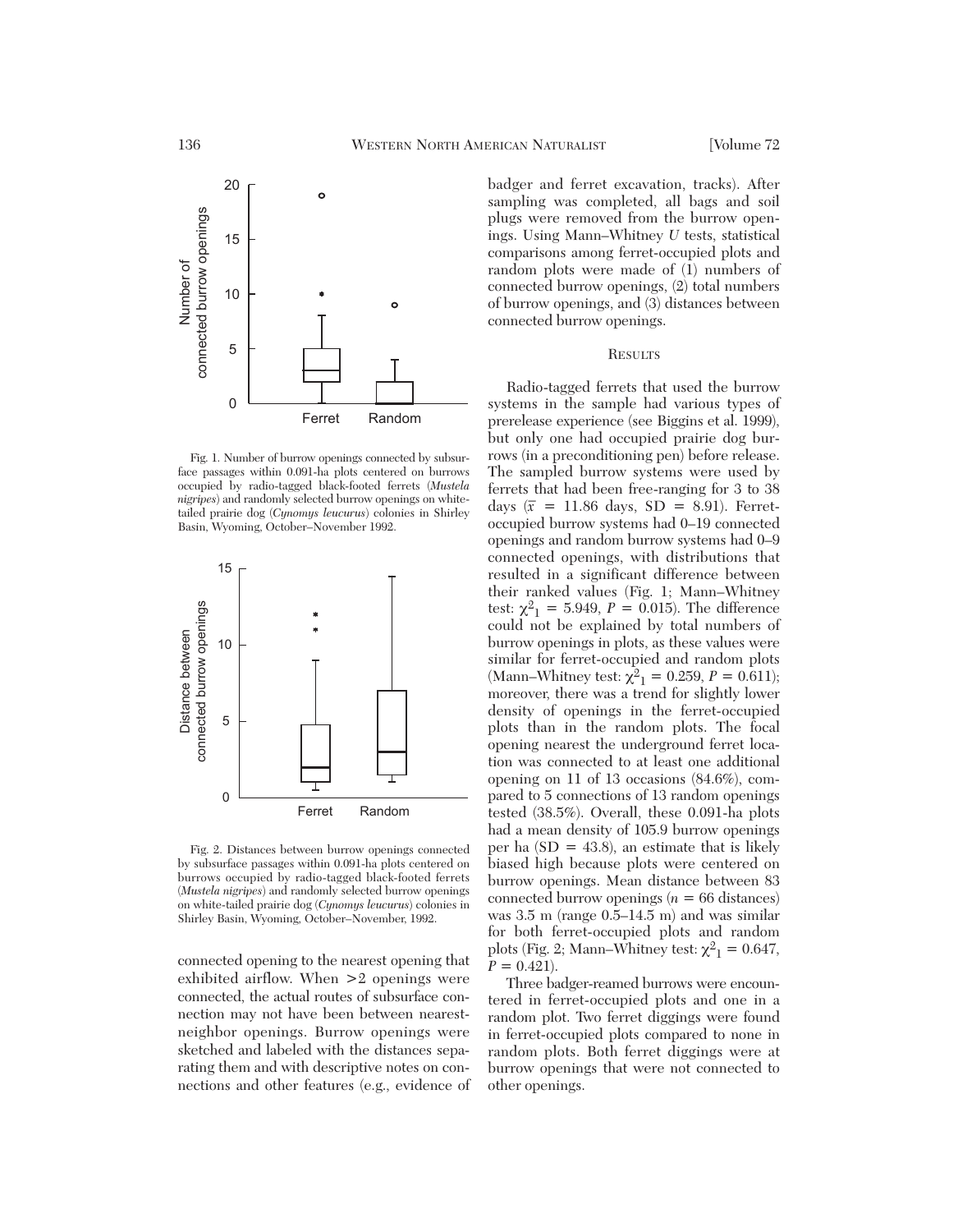Fig. 1. Number of burrow openings connected by subsurface passages within 0.091-ha plots centered on burrows occupied by radio-tagged black-footed ferrets (*Mustela nigripes*) and randomly selected burrow openings on white-tailed prairie dog (*Cynomys leucurus*) colonies in Shirley Basin, Wyoming, October–November 1992.

Fig. 2. Distances between burrow openings connected by subsurface passages within 0.091-ha plots centered on burrows occupied by radio-tagged black-footed ferrets (*Mustela nigripes*) and randomly selected burrow openings on white-tailed prairie dog (*Cynomys leucurus*) colonies in Shirley Basin, Wyoming, October–November, 1992.

connected opening to the nearest opening that exhibited airflow. When >2 openings were connected, the actual routes of subsurface connection may not have been between nearest-neighbor openings. Burrow openings were sketched and labeled with the distances separating them and with descriptive notes on connections and other features (e.g., evidence of badger and ferret excavation, tracks). After sampling was completed, all bags and soil plugs were removed from the burrow openings. Using Mann–Whitney *U* tests, statistical comparisons among ferret-occupied plots and random plots were made of (1) numbers of connected burrow openings, (2) total numbers of burrow openings, and (3) distances between connected burrow openings.

## Results

Radio-tagged ferrets that used the burrow systems in the sample had various types of prerelease experience (see Biggins et al. 1999), but only one had occupied prairie dog burrows (in a preconditioning pen) before release. The sampled burrow systems were used by ferrets that had been free-ranging for 3 to 38 days ($\bar{x}$ = 11.86 days, SD = 8.91). Ferret-occupied burrow systems had 0–19 connected openings and random burrow systems had 0–9 connected openings, with distributions that resulted in a significant difference between their ranked values (Fig. 1; Mann–Whitney test: $\chi^2_1 = 5.949$, $P = 0.015$). The difference could not be explained by total numbers of burrow openings in plots, as these values were similar for ferret-occupied and random plots (Mann–Whitney test: $\chi^2_1 = 0.259$, $P = 0.611$); moreover, there was a trend for slightly lower density of openings in the ferret-occupied plots than in the random plots. The focal opening nearest the underground ferret location was connected to at least one additional opening on 11 of 13 occasions (84.6%), compared to 5 connections of 13 random openings tested (38.5%). Overall, these 0.091-ha plots had a mean density of 105.9 burrow openings per ha (SD = 43.8), an estimate that is likely biased high because plots were centered on burrow openings. Mean distance between 83 connected burrow openings ($n$ = 66 distances) was 3.5 m (range 0.5–14.5 m) and was similar for both ferret-occupied plots and random plots (Fig. 2; Mann–Whitney test: $\chi^2_1 = 0.647$, $P = 0.421$).

Three badger-reamed burrows were encountered in ferret-occupied plots and one in a random plot. Two ferret diggings were found in ferret-occupied plots compared to none in random plots. Both ferret diggings were at burrow openings that were not connected to other openings.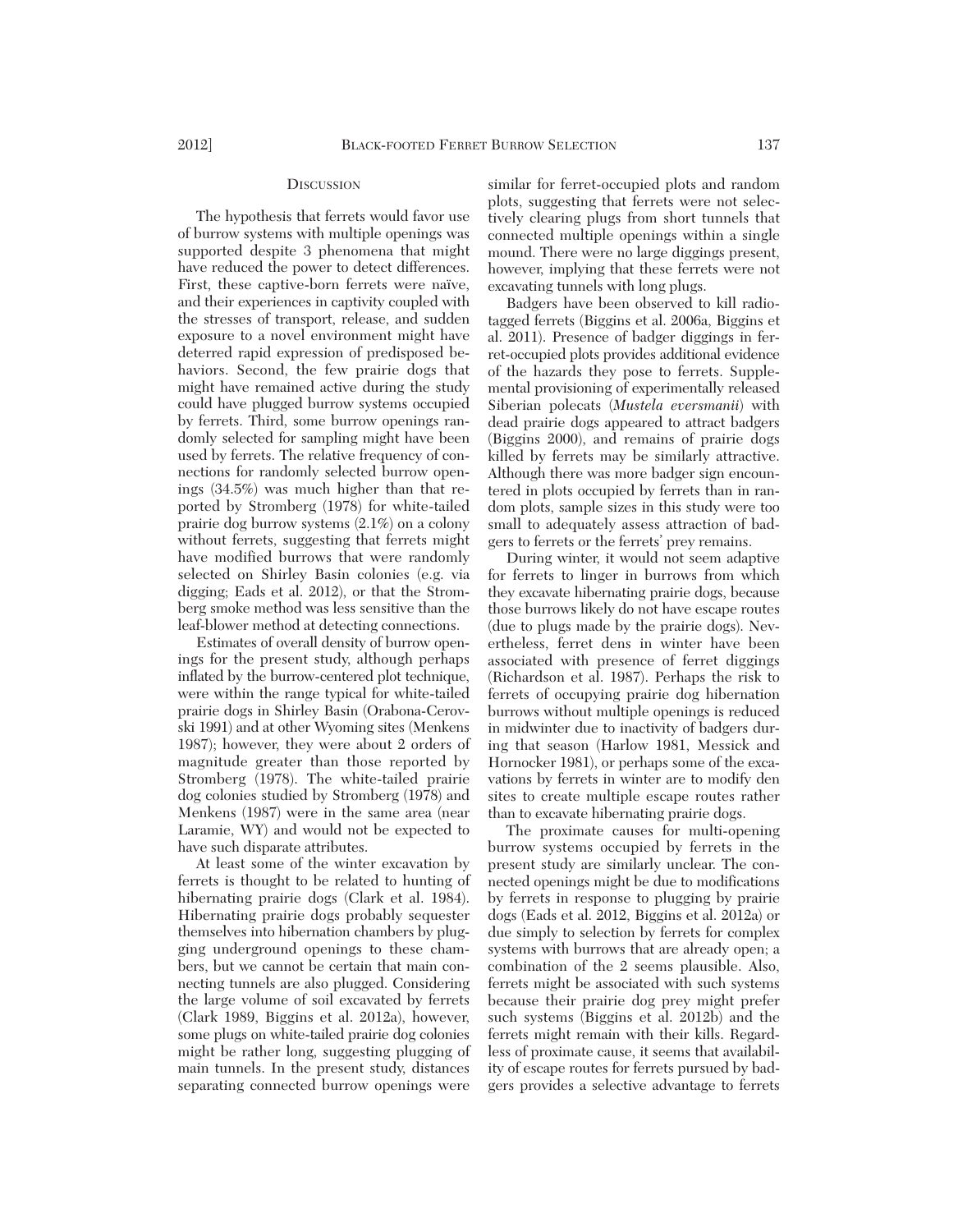## Discussion

The hypothesis that ferrets would favor use of burrow systems with multiple openings was supported despite 3 phenomena that might have reduced the power to detect differences. First, these captive-born ferrets were naïve, and their experiences in captivity coupled with the stresses of transport, release, and sudden exposure to a novel environment might have deterred rapid expression of predisposed behaviors. Second, the few prairie dogs that might have remained active during the study could have plugged burrow systems occupied by ferrets. Third, some burrow openings randomly selected for sampling might have been used by ferrets. The relative frequency of connections for randomly selected burrow openings (34.5%) was much higher than that reported by Stromberg (1978) for white-tailed prairie dog burrow systems (2.1%) on a colony without ferrets, suggesting that ferrets might have modified burrows that were randomly selected on Shirley Basin colonies (e.g. via digging; Eads et al. 2012), or that the Stromberg smoke method was less sensitive than the leaf-blower method at detecting connections.

Estimates of overall density of burrow openings for the present study, although perhaps inflated by the burrow-centered plot technique, were within the range typical for white-tailed prairie dogs in Shirley Basin (Orabona-Cerovski 1991) and at other Wyoming sites (Menkens 1987); however, they were about 2 orders of magnitude greater than those reported by Stromberg (1978). The white-tailed prairie dog colonies studied by Stromberg (1978) and Menkens (1987) were in the same area (near Laramie, WY) and would not be expected to have such disparate attributes.

At least some of the winter excavation by ferrets is thought to be related to hunting of hibernating prairie dogs (Clark et al. 1984). Hibernating prairie dogs probably sequester themselves into hibernation chambers by plugging underground openings to these chambers, but we cannot be certain that main connecting tunnels are also plugged. Considering the large volume of soil excavated by ferrets (Clark 1989, Biggins et al. 2012a), however, some plugs on white-tailed prairie dog colonies might be rather long, suggesting plugging of main tunnels. In the present study, distances separating connected burrow openings were similar for ferret-occupied plots and random plots, suggesting that ferrets were not selectively clearing plugs from short tunnels that connected multiple openings within a single mound. There were no large diggings present, however, implying that these ferrets were not excavating tunnels with long plugs.

Badgers have been observed to kill radio-tagged ferrets (Biggins et al. 2006a, Biggins et al. 2011). Presence of badger diggings in ferret-occupied plots provides additional evidence of the hazards they pose to ferrets. Supplemental provisioning of experimentally released Siberian polecats (*Mustela eversmanii*) with dead prairie dogs appeared to attract badgers (Biggins 2000), and remains of prairie dogs killed by ferrets may be similarly attractive. Although there was more badger sign encountered in plots occupied by ferrets than in random plots, sample sizes in this study were too small to adequately assess attraction of badgers to ferrets or the ferrets' prey remains.

During winter, it would not seem adaptive for ferrets to linger in burrows from which they excavate hibernating prairie dogs, because those burrows likely do not have escape routes (due to plugs made by the prairie dogs). Nevertheless, ferret dens in winter have been associated with presence of ferret diggings (Richardson et al. 1987). Perhaps the risk to ferrets of occupying prairie dog hibernation burrows without multiple openings is reduced in midwinter due to inactivity of badgers during that season (Harlow 1981, Messick and Hornocker 1981), or perhaps some of the excavations by ferrets in winter are to modify den sites to create multiple escape routes rather than to excavate hibernating prairie dogs.

The proximate causes for multi-opening burrow systems occupied by ferrets in the present study are similarly unclear. The connected openings might be due to modifications by ferrets in response to plugging by prairie dogs (Eads et al. 2012, Biggins et al. 2012a) or due simply to selection by ferrets for complex systems with burrows that are already open; a combination of the 2 seems plausible. Also, ferrets might be associated with such systems because their prairie dog prey might prefer such systems (Biggins et al. 2012b) and the ferrets might remain with their kills. Regardless of proximate cause, it seems that availability of escape routes for ferrets pursued by badgers provides a selective advantage to ferrets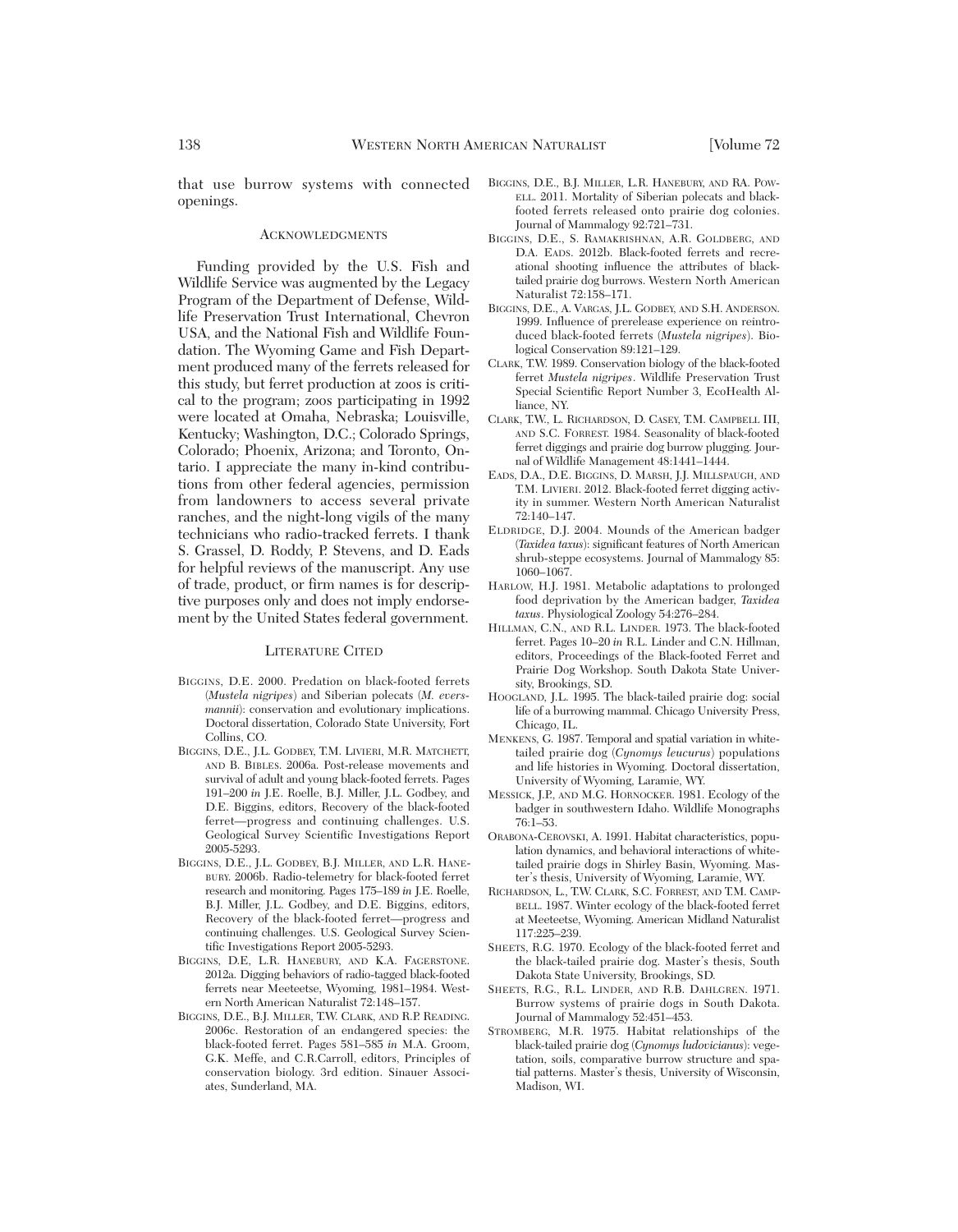that use burrow systems with connected openings.

## Acknowledgments

Funding provided by the U.S. Fish and Wildlife Service was augmented by the Legacy Program of the Department of Defense, Wildlife Preservation Trust International, Chevron USA, and the National Fish and Wildlife Foundation. The Wyoming Game and Fish Department produced many of the ferrets released for this study, but ferret production at zoos is critical to the program; zoos participating in 1992 were located at Omaha, Nebraska; Louisville, Kentucky; Washington, D.C.; Colorado Springs, Colorado; Phoenix, Arizona; and Toronto, Ontario. I appreciate the many in-kind contributions from other federal agencies, permission from landowners to access several private ranches, and the night-long vigils of the many technicians who radio-tracked ferrets. I thank S. Grassel, D. Roddy, P. Stevens, and D. Eads for helpful reviews of the manuscript. Any use of trade, product, or firm names is for descriptive purposes only and does not imply endorsement by the United States federal government.

## Literature Cited

Biggins, D.E. 2000. Predation on black-footed ferrets (*Mustela nigripes*) and Siberian polecats (*M. eversmannii*): conservation and evolutionary implications. Doctoral dissertation, Colorado State University, Fort Collins, CO.

Biggins, D.E., J.L. Godbey, T.M. Livieri, M.R. Matchett, and B. Bibles. 2006a. Post-release movements and survival of adult and young black-footed ferrets. Pages 191–200 *in* J.E. Roelle, B.J. Miller, J.L. Godbey, and D.E. Biggins, editors, Recovery of the black-footed ferret—progress and continuing challenges. U.S. Geological Survey Scientific Investigations Report 2005-5293.

Biggins, D.E., J.L. Godbey, B.J. Miller, and L.R. Hanebury. 2006b. Radio-telemetry for black-footed ferret research and monitoring. Pages 175–189 *in* J.E. Roelle, B.J. Miller, J.L. Godbey, and D.E. Biggins, editors, Recovery of the black-footed ferret—progress and continuing challenges. U.S. Geological Survey Scientific Investigations Report 2005-5293.

Biggins, D.E, L.R. Hanebury, and K.A. Fagerstone. 2012a. Digging behaviors of radio-tagged black-footed ferrets near Meeteetse, Wyoming, 1981–1984. Western North American Naturalist 72:148–157.

Biggins, D.E., B.J. Miller, T.W. Clark, and R.P. Reading. 2006c. Restoration of an endangered species: the black-footed ferret. Pages 581–585 *in* M.A. Groom, G.K. Meffe, and C.R.Carroll, editors, Principles of conservation biology. 3rd edition. Sinauer Associates, Sunderland, MA.

Biggins, D.E., B.J. Miller, L.R. Hanebury, and RA. Powell. 2011. Mortality of Siberian polecats and black-footed ferrets released onto prairie dog colonies. Journal of Mammalogy 92:721–731.

Biggins, D.E., S. Ramakrishnan, A.R. Goldberg, and D.A. Eads. 2012b. Black-footed ferrets and recreational shooting influence the attributes of black-tailed prairie dog burrows. Western North American Naturalist 72:158–171.

Biggins, D.E., A. Vargas, J.L. Godbey, and S.H. Anderson. 1999. Influence of prerelease experience on reintroduced black-footed ferrets (*Mustela nigripes*). Biological Conservation 89:121–129.

Clark, T.W. 1989. Conservation biology of the black-footed ferret *Mustela nigripes*. Wildlife Preservation Trust Special Scientific Report Number 3, EcoHealth Alliance, NY.

Clark, T.W., L. Richardson, D. Casey, T.M. Campbell III, and S.C. Forrest. 1984. Seasonality of black-footed ferret diggings and prairie dog burrow plugging. Journal of Wildlife Management 48:1441–1444.

Eads, D.A., D.E. Biggins, D. Marsh, J.J. Millspaugh, and T.M. Livieri. 2012. Black-footed ferret digging activity in summer. Western North American Naturalist 72:140–147.

Eldridge, D.J. 2004. Mounds of the American badger (*Taxidea taxus*): significant features of North American shrub-steppe ecosystems. Journal of Mammalogy 85: 1060–1067.

Harlow, H.J. 1981. Metabolic adaptations to prolonged food deprivation by the American badger, *Taxidea taxus*. Physiological Zoology 54:276–284.

Hillman, C.N., and R.L. Linder. 1973. The black-footed ferret. Pages 10–20 *in* R.L. Linder and C.N. Hillman, editors, Proceedings of the Black-footed Ferret and Prairie Dog Workshop. South Dakota State University, Brookings, SD.

Hoogland, J.L. 1995. The black-tailed prairie dog: social life of a burrowing mammal. Chicago University Press, Chicago, IL.

Menkens, G. 1987. Temporal and spatial variation in white-tailed prairie dog (*Cynomys leucurus*) populations and life histories in Wyoming. Doctoral dissertation, University of Wyoming, Laramie, WY.

Messick, J.P., and M.G. Hornocker. 1981. Ecology of the badger in southwestern Idaho. Wildlife Monographs 76:1–53.

Orabona-Cerovski, A. 1991. Habitat characteristics, population dynamics, and behavioral interactions of white-tailed prairie dogs in Shirley Basin, Wyoming. Master's thesis, University of Wyoming, Laramie, WY.

Richardson, L., T.W. Clark, S.C. Forrest, and T.M. Campbell. 1987. Winter ecology of the black-footed ferret at Meeteetse, Wyoming. American Midland Naturalist 117:225–239.

Sheets, R.G. 1970. Ecology of the black-footed ferret and the black-tailed prairie dog. Master's thesis, South Dakota State University, Brookings, SD.

Sheets, R.G., R.L. Linder, and R.B. Dahlgren. 1971. Burrow systems of prairie dogs in South Dakota. Journal of Mammalogy 52:451–453.

Stromberg, M.R. 1975. Habitat relationships of the black-tailed prairie dog (*Cynomys ludovicianus*): vegetation, soils, comparative burrow structure and spatial patterns. Master's thesis, University of Wisconsin, Madison, WI.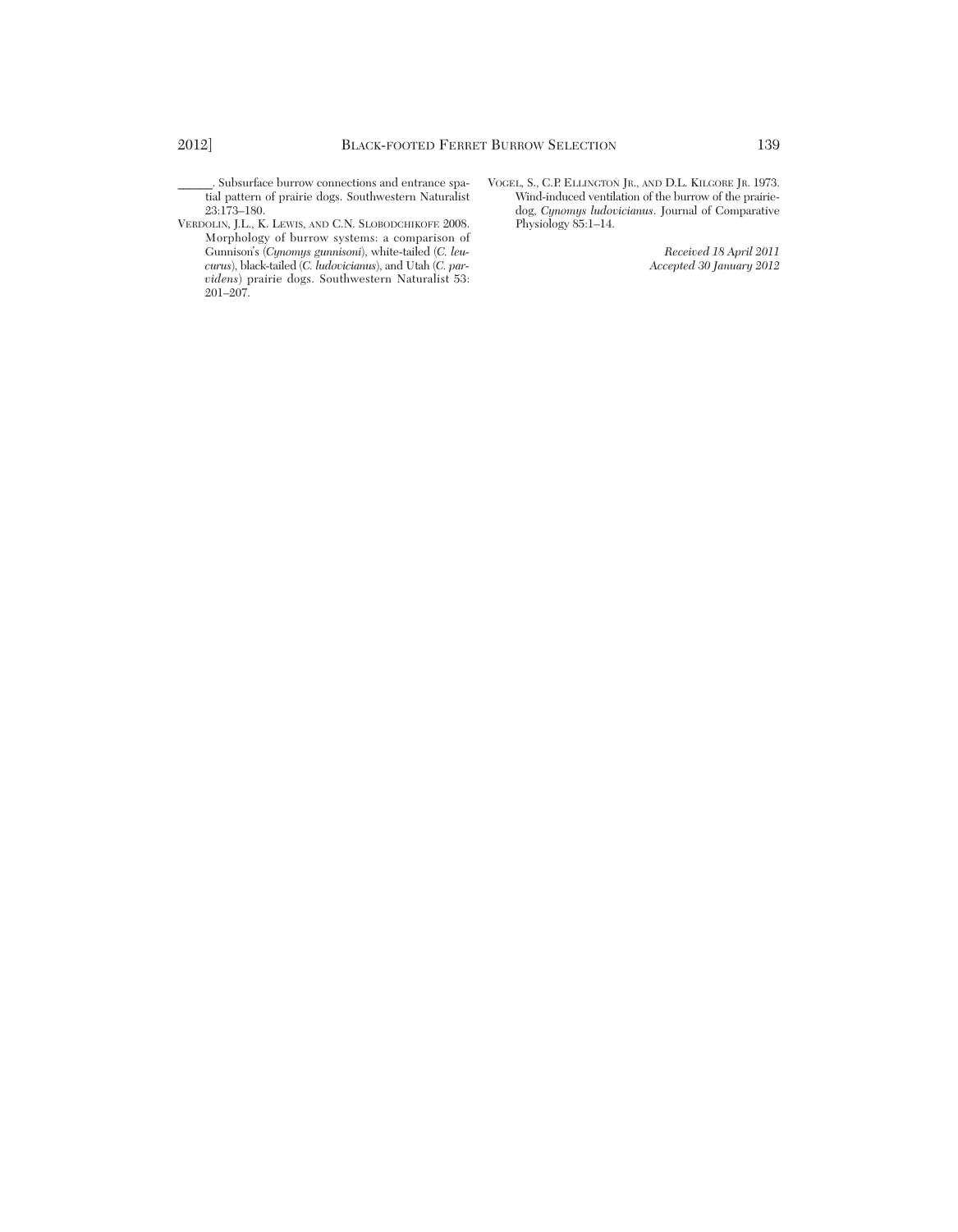\_\_\_\_\_\_. Subsurface burrow connections and entrance spatial pattern of prairie dogs. Southwestern Naturalist 23:173–180.

VERDOLIN, J.L., K. LEWIS, AND C.N. SLOBODCHIKOFF. 2008. Morphology of burrow systems: a comparison of Gunnison's (*Cynomys gunnisoni*), white-tailed (*C. leucurus*), black-tailed (*C. ludovicianus*), and Utah (*C. parvidens*) prairie dogs. Southwestern Naturalist 53: 201–207.

VOGEL, S., C.P. ELLINGTON JR., AND D.L. KILGORE JR. 1973. Wind-induced ventilation of the burrow of the prairie-dog, *Cynomys ludovicianus*. Journal of Comparative Physiology 85:1–14.

*Received 18 April 2011*
*Accepted 30 January 2012*